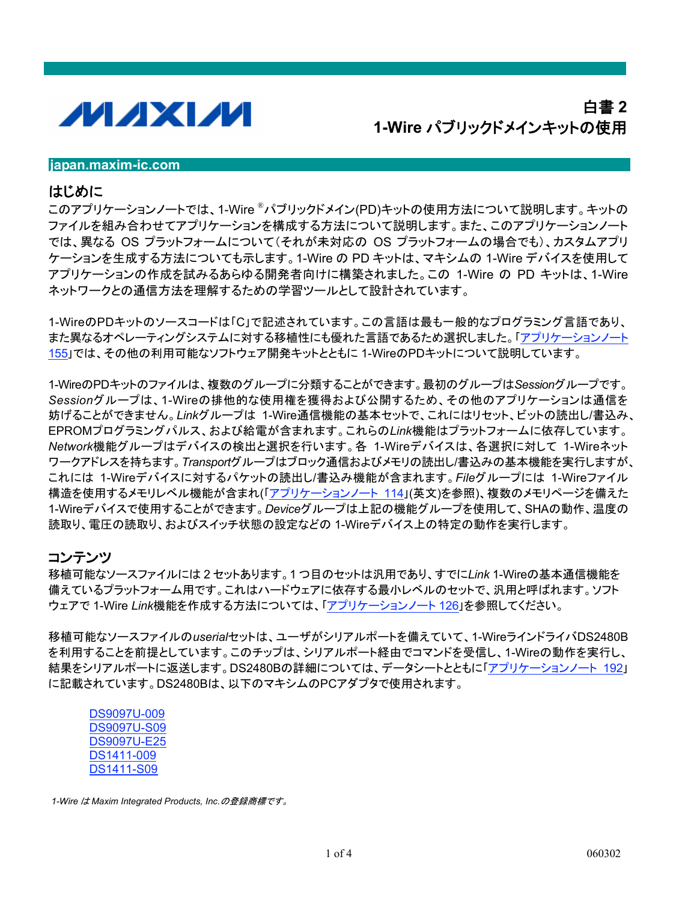MAXIM

# 白書 2
# 1-Wire パブリックドメインキットの使用

**japan.maxim-ic.com**

## はじめに

このアプリケーションノートでは、1-Wire ®パブリックドメイン(PD)キットの使用方法について説明します。キットのファイルを組み合わせてアプリケーションを構成する方法について説明します。また、このアプリケーションノートでは、異なる OS プラットフォームについて(それが未対応の OS プラットフォームの場合でも)、カスタムアプリケーションを生成する方法についても示します。1-Wire の PD キットは、マキシムの 1-Wire デバイスを使用してアプリケーションの作成を試みるあらゆる開発者向けに構築されました。この 1-Wire の PD キットは、1-Wire ネットワークとの通信方法を理解するための学習ツールとして設計されています。

1-WireのPDキットのソースコードは「C」で記述されています。この言語は最も一般的なプログラミング言語であり、また異なるオペレーティングシステムに対する移植性にも優れた言語であるため選択しました。「アプリケーションノート 155」では、その他の利用可能なソフトウェア開発キットとともに 1-WireのPDキットについて説明しています。

1-WireのPDキットのファイルは、複数のグループに分類することができます。最初のグループは*Session*グループです。*Session*グループは、1-Wireの排他的な使用権を獲得および公開するため、その他のアプリケーションは通信を妨げることができません。*Link*グループは 1-Wire通信機能の基本セットで、これにはリセット、ビットの読出し/書込み、EPROMプログラミングパルス、および給電が含まれます。これらの*Link*機能はプラットフォームに依存しています。*Network*機能グループはデバイスの検出と選択を行います。各 1-Wireデバイスは、各選択に対して 1-Wireネットワークアドレスを持ちます。*Transport*グループはブロック通信およびメモリの読出し/書込みの基本機能を実行しますが、これには 1-Wireデバイスに対するパケットの読出し/書込み機能が含まれます。*File*グループには 1-Wireファイル構造を使用するメモリレベル機能が含まれ(「アプリケーションノート 114」(英文)を参照)、複数のメモリページを備えた 1-Wireデバイスで使用することができます。*Device*グループは上記の機能グループを使用して、SHAの動作、温度の読取り、電圧の読取り、およびスイッチ状態の設定などの 1-Wireデバイス上の特定の動作を実行します。

## コンテンツ

移植可能なソースファイルには 2 セットあります。1 つ目のセットは汎用であり、すでに*Link* 1-Wireの基本通信機能を備えているプラットフォーム用です。これはハードウェアに依存する最小レベルのセットで、汎用と呼ばれます。ソフトウェアで 1-Wire *Link*機能を作成する方法については、「アプリケーションノート 126」を参照してください。

移植可能なソースファイルの*userial*セットは、ユーザがシリアルポートを備えていて、1-WireラインドライバDS2480Bを利用することを前提としています。このチップは、シリアルポート経由でコマンドを受信し、1-Wireの動作を実行し、結果をシリアルポートに返送します。DS2480Bの詳細については、データシートとともに「アプリケーションノート 192」に記載されています。DS2480Bは、以下のマキシムのPCアダプタで使用されます。

DS9097U-009
DS9097U-S09
DS9097U-E25
DS1411-009
DS1411-S09

*1-Wire は Maxim Integrated Products, Inc.の登録商標です。*

060302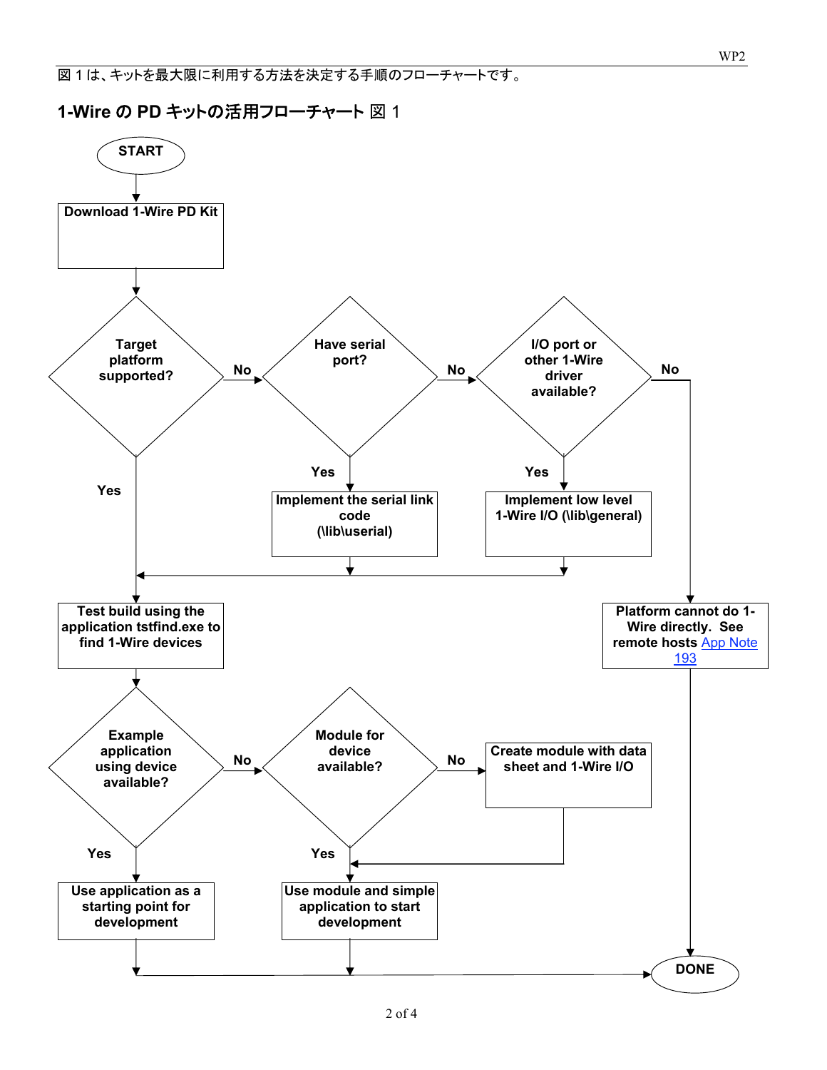図 1 は、キットを最大限に利用する方法を決定する手順のフローチャートです。

## 1-Wire の PD キットの活用フローチャート 図 1

START

Download 1-Wire PD Kit

Target platform supported?

No

Have serial port?

No

I/O port or other 1-Wire driver available?

No

Yes

Yes

Implement the serial link code (\lib\userial)

Yes

Implement low level 1-Wire I/O (\lib\general)

Test build using the application tstfind.exe to find 1-Wire devices

Platform cannot do 1-Wire directly. See remote hosts App Note 193

Example application using device available?

No

Module for device available?

No

Create module with data sheet and 1-Wire I/O

Yes

Yes

Use application as a starting point for development

Use module and simple application to start development

DONE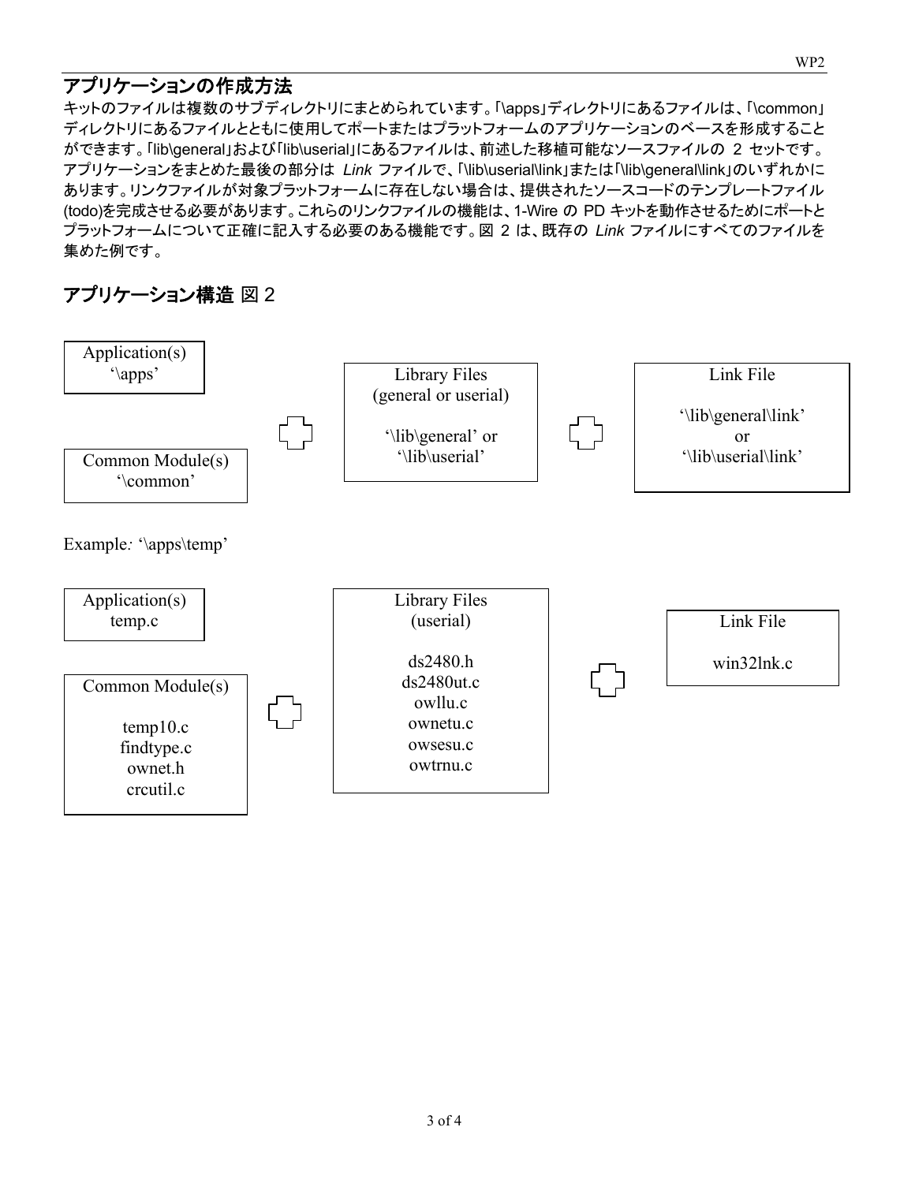## アプリケーションの作成方法

キットのファイルは複数のサブディレクトリにまとめられています。「\apps」ディレクトリにあるファイルは、「\common」ディレクトリにあるファイルとともに使用してポートまたはプラットフォームのアプリケーションのベースを形成することができます。「lib\general」および「lib\userial」にあるファイルは、前述した移植可能なソースファイルの 2 セットです。アプリケーションをまとめた最後の部分は *Link* ファイルで、「\lib\userial\link」または「\lib\general\link」のいずれかにあります。リンクファイルが対象プラットフォームに存在しない場合は、提供されたソースコードのテンプレートファイル(todo)を完成させる必要があります。これらのリンクファイルの機能は、1-Wire の PD キットを動作させるためにポートとプラットフォームについて正確に記入する必要のある機能です。図 2 は、既存の *Link* ファイルにすべてのファイルを集めた例です。

## アプリケーション構造 図 2

Application(s)
'\apps'

Common Module(s)
'\common'

+

Library Files
(general or userial)

'\lib\general' or
'\lib\userial'

+

Link File

'\lib\general\link'
or
'\lib\userial\link'

Example*:* '\apps\temp'

Application(s)
temp.c

Common Module(s)

temp10.c
findtype.c
ownet.h
crcutil.c

+

Library Files
(userial)

ds2480.h
ds2480ut.c
owllu.c
ownetu.c
owsesu.c
owtrnu.c

+

Link File

win32lnk.c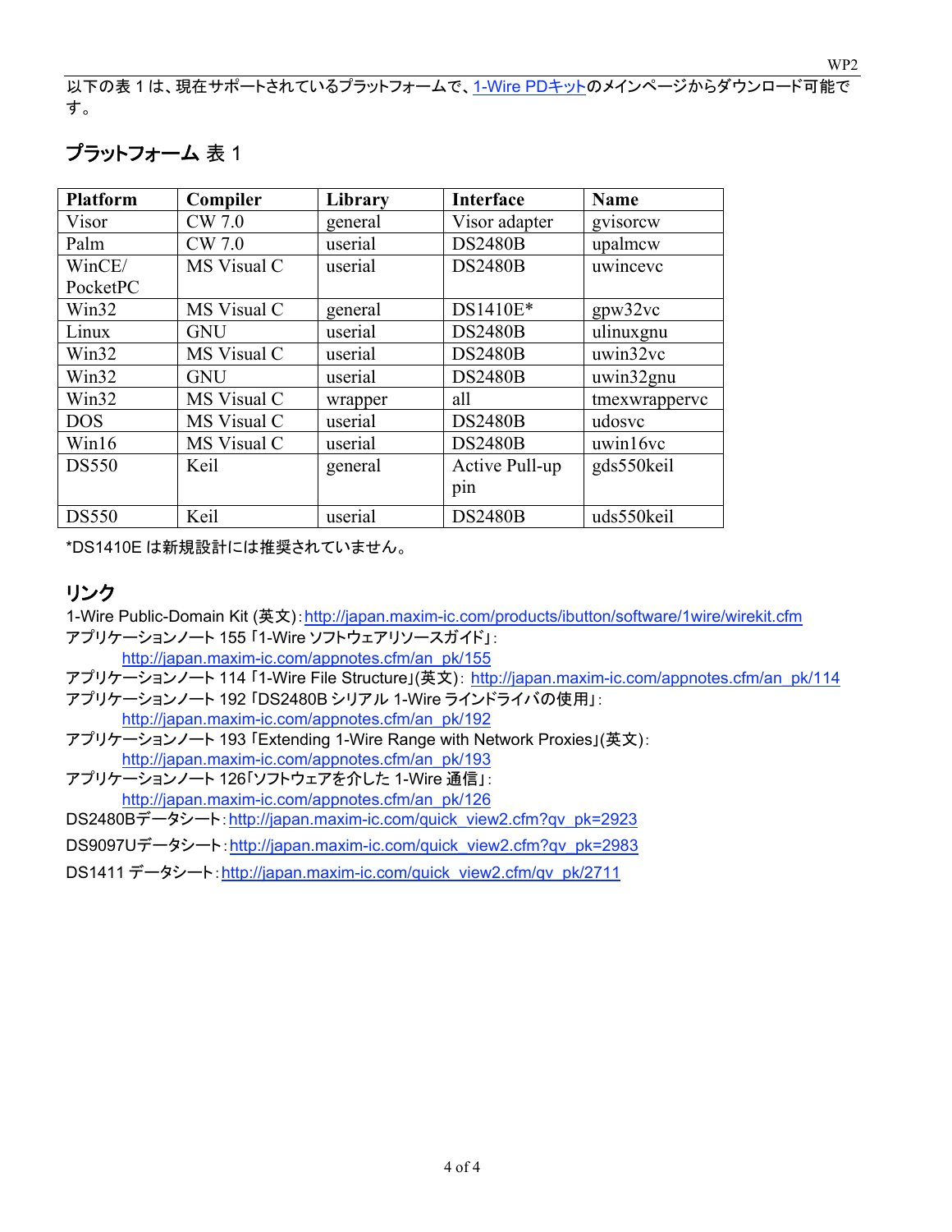以下の表 1 は、現在サポートされているプラットフォームで、1-Wire PDキットのメインページからダウンロード可能です。

## プラットフォーム 表 1

| Platform | Compiler | Library | Interface | Name |
|---|---|---|---|---|
| Visor | CW 7.0 | general | Visor adapter | gvisorcw |
| Palm | CW 7.0 | userial | DS2480B | upalmcw |
| WinCE/ PocketPC | MS Visual C | userial | DS2480B | uwincevc |
| Win32 | MS Visual C | general | DS1410E* | gpw32vc |
| Linux | GNU | userial | DS2480B | ulinuxgnu |
| Win32 | MS Visual C | userial | DS2480B | uwin32vc |
| Win32 | GNU | userial | DS2480B | uwin32gnu |
| Win32 | MS Visual C | wrapper | all | tmexwrappervc |
| DOS | MS Visual C | userial | DS2480B | udosvc |
| Win16 | MS Visual C | userial | DS2480B | uwin16vc |
| DS550 | Keil | general | Active Pull-up pin | gds550keil |
| DS550 | Keil | userial | DS2480B | uds550keil |

*DS1410E は新規設計には推奨されていません。

## リンク

1-Wire Public-Domain Kit (英文):http://japan.maxim-ic.com/products/ibutton/software/1wire/wirekit.cfm

アプリケーションノート 155「1-Wire ソフトウェアリソースガイド」:
 http://japan.maxim-ic.com/appnotes.cfm/an_pk/155

アプリケーションノート 114「1-Wire File Structure」(英文): http://japan.maxim-ic.com/appnotes.cfm/an_pk/114

アプリケーションノート 192「DS2480B シリアル 1-Wire ラインドライバの使用」:
 http://japan.maxim-ic.com/appnotes.cfm/an_pk/192

アプリケーションノート 193「Extending 1-Wire Range with Network Proxies」(英文):
 http://japan.maxim-ic.com/appnotes.cfm/an_pk/193

アプリケーションノート 126「ソフトウェアを介した 1-Wire 通信」:
 http://japan.maxim-ic.com/appnotes.cfm/an_pk/126

DS2480Bデータシート:http://japan.maxim-ic.com/quick_view2.cfm?qv_pk=2923

DS9097Uデータシート:http://japan.maxim-ic.com/quick_view2.cfm?qv_pk=2983

DS1411 データシート:http://japan.maxim-ic.com/quick_view2.cfm/qv_pk/2711